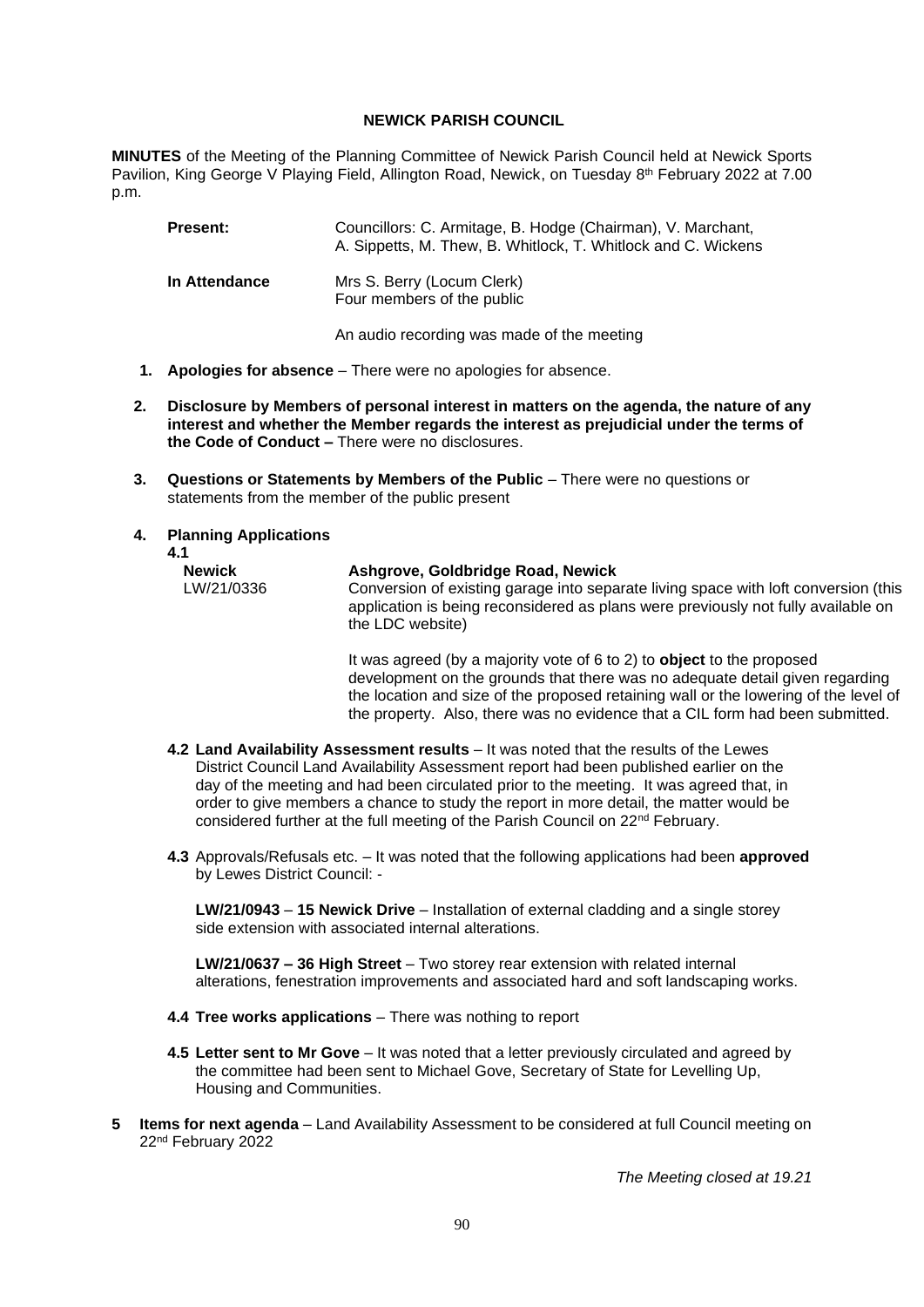# NEWICK PARISH COUNCIL

**MINUTES** of the Meeting of the Planning Committee of Newick Parish Council held at Newick Sports Pavilion, King George V Playing Field, Allington Road, Newick, on Tuesday 8th February 2022 at 7.00 p.m.

**Present:** Councillors: C. Armitage, B. Hodge (Chairman), V. Marchant, A. Sippetts, M. Thew, B. Whitlock, T. Whitlock and C. Wickens

**In Attendance** Mrs S. Berry (Locum Clerk)
Four members of the public

An audio recording was made of the meeting

1. **Apologies for absence** – There were no apologies for absence.

2. **Disclosure by Members of personal interest in matters on the agenda, the nature of any interest and whether the Member regards the interest as prejudicial under the terms of the Code of Conduct –** There were no disclosures.

3. **Questions or Statements by Members of the Public** – There were no questions or statements from the member of the public present

4. **Planning Applications**

**4.1**

**Newick** LW/21/0336

**Ashgrove, Goldbridge Road, Newick**
Conversion of existing garage into separate living space with loft conversion (this application is being reconsidered as plans were previously not fully available on the LDC website)

It was agreed (by a majority vote of 6 to 2) to **object** to the proposed development on the grounds that there was no adequate detail given regarding the location and size of the proposed retaining wall or the lowering of the level of the property. Also, there was no evidence that a CIL form had been submitted.

**4.2 Land Availability Assessment results** – It was noted that the results of the Lewes District Council Land Availability Assessment report had been published earlier on the day of the meeting and had been circulated prior to the meeting. It was agreed that, in order to give members a chance to study the report in more detail, the matter would be considered further at the full meeting of the Parish Council on 22nd February.

**4.3** Approvals/Refusals etc. – It was noted that the following applications had been **approved** by Lewes District Council: -

**LW/21/0943** – **15 Newick Drive** – Installation of external cladding and a single storey side extension with associated internal alterations.

**LW/21/0637 – 36 High Street** – Two storey rear extension with related internal alterations, fenestration improvements and associated hard and soft landscaping works.

**4.4 Tree works applications** – There was nothing to report

**4.5 Letter sent to Mr Gove** – It was noted that a letter previously circulated and agreed by the committee had been sent to Michael Gove, Secretary of State for Levelling Up, Housing and Communities.

5. **Items for next agenda** – Land Availability Assessment to be considered at full Council meeting on 22nd February 2022

*The Meeting closed at 19.21*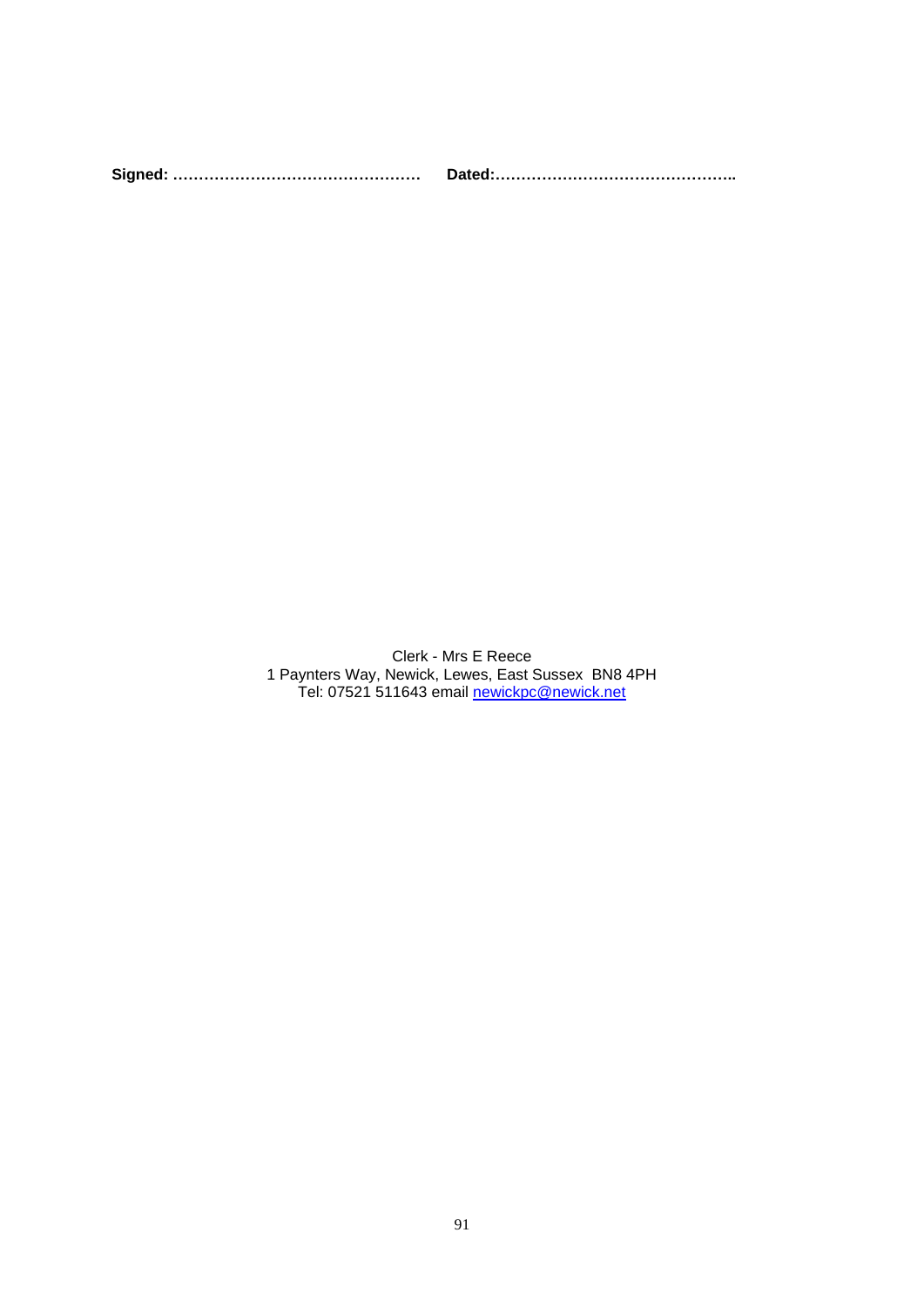**Signed: …………………………………………  Dated:………………………………………..**

Clerk - Mrs E Reece
1 Paynters Way, Newick, Lewes, East Sussex BN8 4PH
Tel: 07521 511643 email [newickpc@newick.net](mailto:newickpc@newick.net)